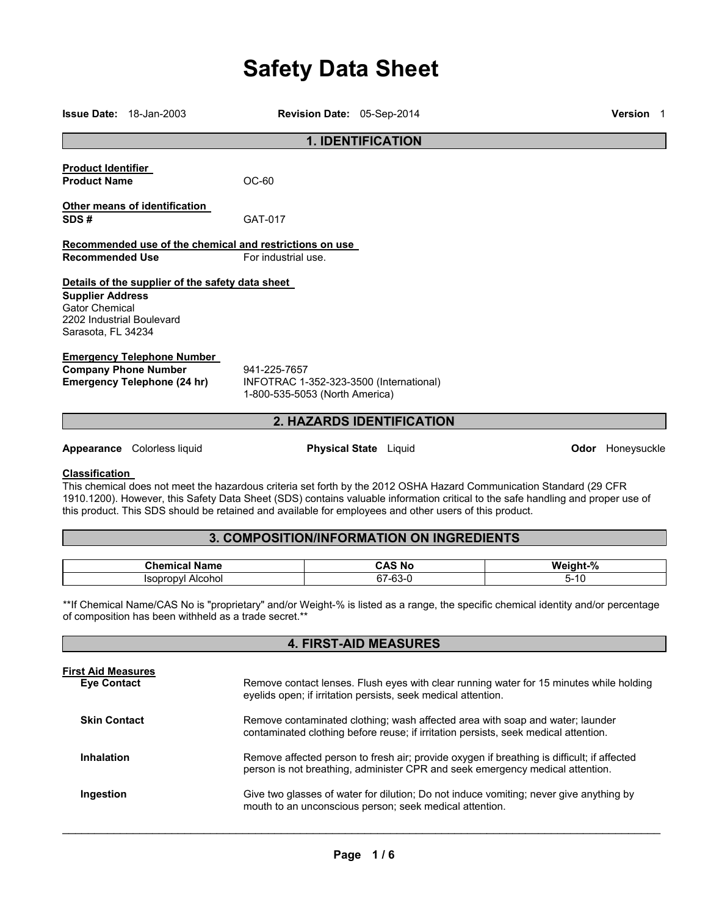# Safety Data Sheet

**Issue Date:** 18-Jan-2003 **Revision Date:** 05-Sep-2014 **Version** 1

## 1. IDENTIFICATION

**Product Identifier**

**Product Name** OC-60

**Other means of identification**

**SDS #** GAT-017

**Recommended use of the chemical and restrictions on use**

**Recommended Use** For industrial use.

**Details of the supplier of the safety data sheet**

**Supplier Address**
Gator Chemical
2202 Industrial Boulevard
Sarasota, FL 34234

**Emergency Telephone Number**

**Company Phone Number** 941-225-7657

**Emergency Telephone (24 hr)** INFOTRAC 1-352-323-3500 (International)
1-800-535-5053 (North America)

## 2. HAZARDS IDENTIFICATION

**Appearance** Colorless liquid **Physical State** Liquid **Odor** Honeysuckle

**Classification**

This chemical does not meet the hazardous criteria set forth by the 2012 OSHA Hazard Communication Standard (29 CFR 1910.1200). However, this Safety Data Sheet (SDS) contains valuable information critical to the safe handling and proper use of this product. This SDS should be retained and available for employees and other users of this product.

## 3. COMPOSITION/INFORMATION ON INGREDIENTS

| Chemical Name | CAS No | Weight-% |
| --- | --- | --- |
| Isopropyl Alcohol | 67-63-0 | 5-10 |

**If Chemical Name/CAS No is "proprietary" and/or Weight-% is listed as a range, the specific chemical identity and/or percentage of composition has been withheld as a trade secret.**

## 4. FIRST-AID MEASURES

**First Aid Measures**

**Eye Contact** Remove contact lenses. Flush eyes with clear running water for 15 minutes while holding eyelids open; if irritation persists, seek medical attention.

**Skin Contact** Remove contaminated clothing; wash affected area with soap and water; launder contaminated clothing before reuse; if irritation persists, seek medical attention.

**Inhalation** Remove affected person to fresh air; provide oxygen if breathing is difficult; if affected person is not breathing, administer CPR and seek emergency medical attention.

**Ingestion** Give two glasses of water for dilution; Do not induce vomiting; never give anything by mouth to an unconscious person; seek medical attention.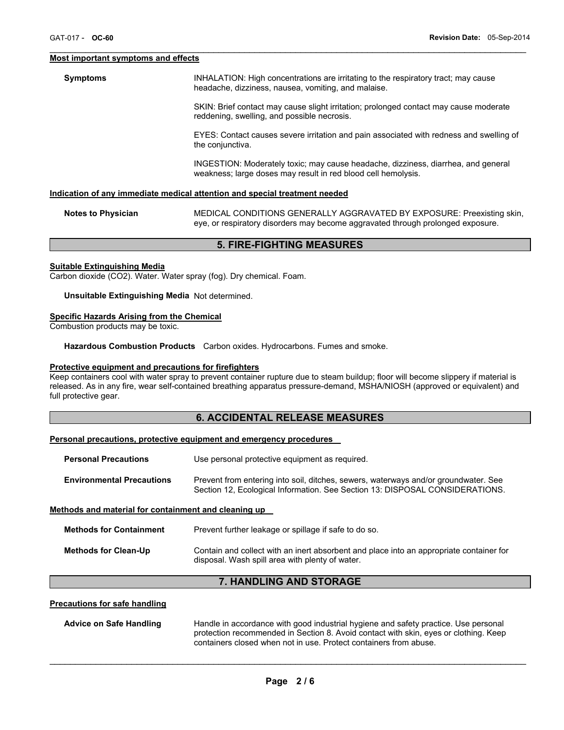**Most important symptoms and effects**

| | |
|---|---|
| **Symptoms** | INHALATION: High concentrations are irritating to the respiratory tract; may cause headache, dizziness, nausea, vomiting, and malaise. |
| | SKIN: Brief contact may cause slight irritation; prolonged contact may cause moderate reddening, swelling, and possible necrosis. |
| | EYES: Contact causes severe irritation and pain associated with redness and swelling of the conjunctiva. |
| | INGESTION: Moderately toxic; may cause headache, dizziness, diarrhea, and general weakness; large doses may result in red blood cell hemolysis. |

**Indication of any immediate medical attention and special treatment needed**

**Notes to Physician** MEDICAL CONDITIONS GENERALLY AGGRAVATED BY EXPOSURE: Preexisting skin, eye, or respiratory disorders may become aggravated through prolonged exposure.

## 5. FIRE-FIGHTING MEASURES

**Suitable Extinguishing Media**

Carbon dioxide ($CO_2$). Water. Water spray (fog). Dry chemical. Foam.

**Unsuitable Extinguishing Media** Not determined.

**Specific Hazards Arising from the Chemical**

Combustion products may be toxic.

**Hazardous Combustion Products** Carbon oxides. Hydrocarbons. Fumes and smoke.

**Protective equipment and precautions for firefighters**

Keep containers cool with water spray to prevent container rupture due to steam buildup; floor will become slippery if material is released. As in any fire, wear self-contained breathing apparatus pressure-demand, MSHA/NIOSH (approved or equivalent) and full protective gear.

## 6. ACCIDENTAL RELEASE MEASURES

**Personal precautions, protective equipment and emergency procedures**

**Personal Precautions** Use personal protective equipment as required.

**Environmental Precautions** Prevent from entering into soil, ditches, sewers, waterways and/or groundwater. See Section 12, Ecological Information. See Section 13: DISPOSAL CONSIDERATIONS.

**Methods and material for containment and cleaning up**

**Methods for Containment** Prevent further leakage or spillage if safe to do so.

**Methods for Clean-Up** Contain and collect with an inert absorbent and place into an appropriate container for disposal. Wash spill area with plenty of water.

## 7. HANDLING AND STORAGE

**Precautions for safe handling**

**Advice on Safe Handling** Handle in accordance with good industrial hygiene and safety practice. Use personal protection recommended in Section 8. Avoid contact with skin, eyes or clothing. Keep containers closed when not in use. Protect containers from abuse.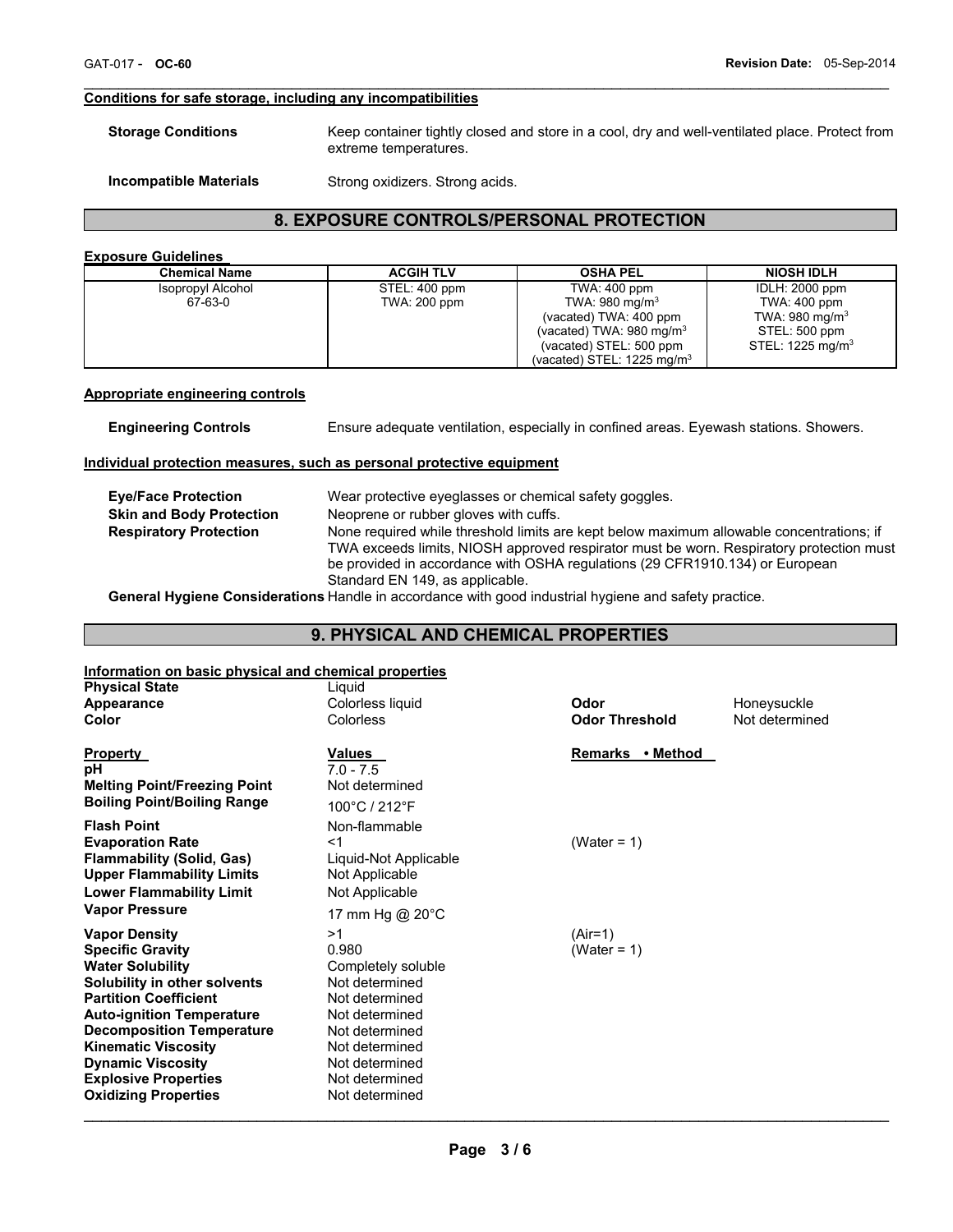**Conditions for safe storage, including any incompatibilities**

**Storage Conditions** Keep container tightly closed and store in a cool, dry and well-ventilated place. Protect from extreme temperatures.

**Incompatible Materials** Strong oxidizers. Strong acids.

## 8. EXPOSURE CONTROLS/PERSONAL PROTECTION

**Exposure Guidelines**

| Chemical Name | ACGIH TLV | OSHA PEL | NIOSH IDLH |
|---|---|---|---|
| Isopropyl Alcohol<br>67-63-0 | STEL: 400 ppm<br>TWA: 200 ppm | TWA: 400 ppm<br>TWA: 980 mg/m$^3$<br>(vacated) TWA: 400 ppm<br>(vacated) TWA: 980 mg/m$^3$<br>(vacated) STEL: 500 ppm<br>(vacated) STEL: 1225 mg/m$^3$ | IDLH: 2000 ppm<br>TWA: 400 ppm<br>TWA: 980 mg/m$^3$<br>STEL: 500 ppm<br>STEL: 1225 mg/m$^3$ |

**Appropriate engineering controls**

**Engineering Controls** Ensure adequate ventilation, especially in confined areas. Eyewash stations. Showers.

**Individual protection measures, such as personal protective equipment**

**Eye/Face Protection** Wear protective eyeglasses or chemical safety goggles.

**Skin and Body Protection** Neoprene or rubber gloves with cuffs.

**Respiratory Protection** None required while threshold limits are kept below maximum allowable concentrations; if TWA exceeds limits, NIOSH approved respirator must be worn. Respiratory protection must be provided in accordance with OSHA regulations (29 CFR1910.134) or European Standard EN 149, as applicable.

**General Hygiene Considerations** Handle in accordance with good industrial hygiene and safety practice.

## 9. PHYSICAL AND CHEMICAL PROPERTIES

**Information on basic physical and chemical properties**

**Physical State** Liquid

**Appearance** Colorless liquid | **Odor** Honeysuckle

**Color** Colorless | **Odor Threshold** Not determined

| Property | Values | Remarks • Method |
|---|---|---|
| **pH** | 7.0 - 7.5 | |
| **Melting Point/Freezing Point** | Not determined | |
| **Boiling Point/Boiling Range** | 100°C / 212°F | |
| **Flash Point** | Non-flammable | |
| **Evaporation Rate** | <1 | (Water = 1) |
| **Flammability (Solid, Gas)** | Liquid-Not Applicable | |
| **Upper Flammability Limits** | Not Applicable | |
| **Lower Flammability Limit** | Not Applicable | |
| **Vapor Pressure** | 17 mm Hg @ 20°C | |
| **Vapor Density** | >1 | (Air=1) |
| **Specific Gravity** | 0.980 | (Water = 1) |
| **Water Solubility** | Completely soluble | |
| **Solubility in other solvents** | Not determined | |
| **Partition Coefficient** | Not determined | |
| **Auto-ignition Temperature** | Not determined | |
| **Decomposition Temperature** | Not determined | |
| **Kinematic Viscosity** | Not determined | |
| **Dynamic Viscosity** | Not determined | |
| **Explosive Properties** | Not determined | |
| **Oxidizing Properties** | Not determined | |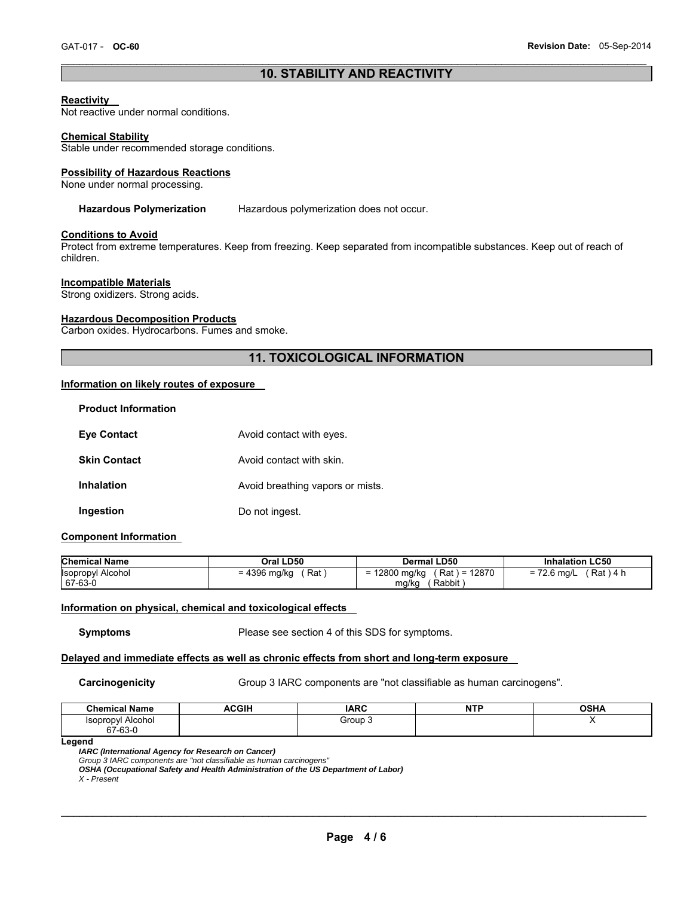## 10. STABILITY AND REACTIVITY

**Reactivity**
Not reactive under normal conditions.

**Chemical Stability**
Stable under recommended storage conditions.

**Possibility of Hazardous Reactions**
None under normal processing.

**Hazardous Polymerization** Hazardous polymerization does not occur.

**Conditions to Avoid**
Protect from extreme temperatures. Keep from freezing. Keep separated from incompatible substances. Keep out of reach of children.

**Incompatible Materials**
Strong oxidizers. Strong acids.

**Hazardous Decomposition Products**
Carbon oxides. Hydrocarbons. Fumes and smoke.

## 11. TOXICOLOGICAL INFORMATION

**Information on likely routes of exposure**

**Product Information**

**Eye Contact** Avoid contact with eyes.

**Skin Contact** Avoid contact with skin.

**Inhalation** Avoid breathing vapors or mists.

**Ingestion** Do not ingest.

**Component Information**

| Chemical Name | Oral LD50 | Dermal LD50 | Inhalation LC50 |
|---|---|---|---|
| Isopropyl Alcohol 67-63-0 | = 4396 mg/kg ( Rat ) | = 12800 mg/kg ( Rat ) = 12870 mg/kg ( Rabbit ) | = 72.6 mg/L ( Rat ) 4 h |

**Information on physical, chemical and toxicological effects**

**Symptoms** Please see section 4 of this SDS for symptoms.

**Delayed and immediate effects as well as chronic effects from short and long-term exposure**

**Carcinogenicity** Group 3 IARC components are "not classifiable as human carcinogens".

| Chemical Name | ACGIH | IARC | NTP | OSHA |
|---|---|---|---|---|
| Isopropyl Alcohol 67-63-0 | | Group 3 | | X |

**Legend**

***IARC (International Agency for Research on Cancer)***
*Group 3 IARC components are "not classifiable as human carcinogens"*
***OSHA (Occupational Safety and Health Administration of the US Department of Labor)***
*X - Present*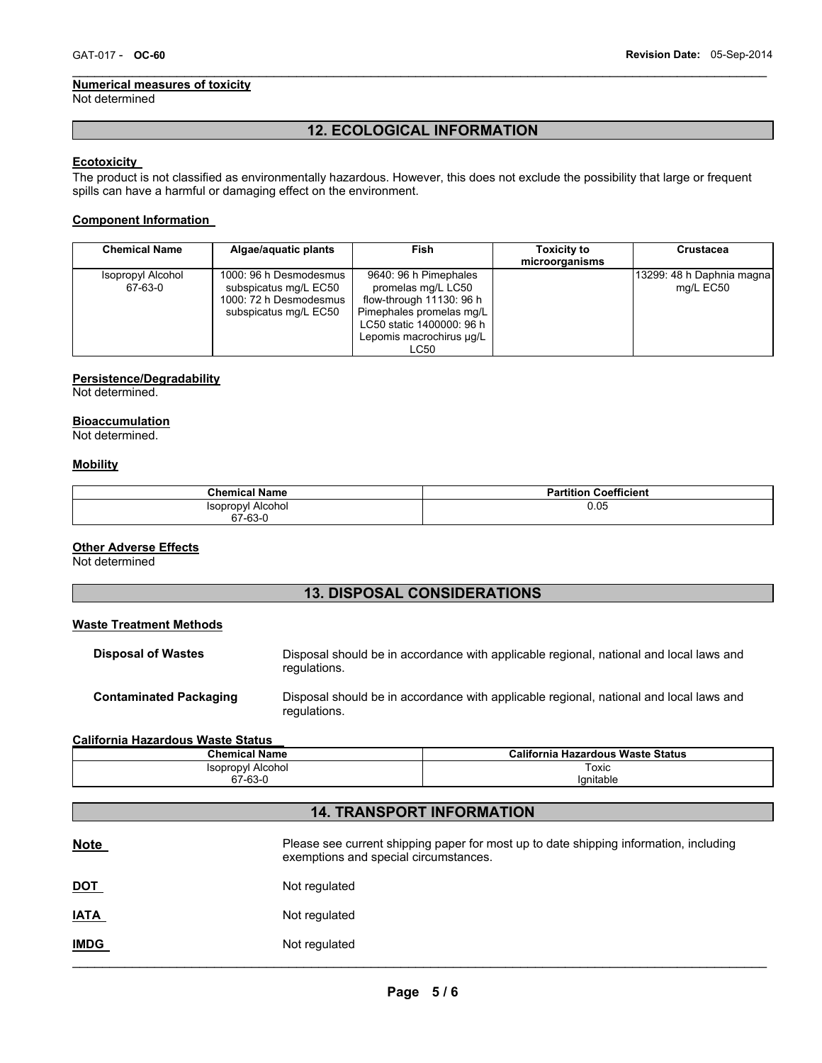#### Numerical measures of toxicity

Not determined

## 12. ECOLOGICAL INFORMATION

### Ecotoxicity

The product is not classified as environmentally hazardous. However, this does not exclude the possibility that large or frequent spills can have a harmful or damaging effect on the environment.

### Component Information

| Chemical Name | Algae/aquatic plants | Fish | Toxicity to microorganisms | Crustacea |
|---|---|---|---|---|
| Isopropyl Alcohol 67-63-0 | 1000: 96 h Desmodesmus subspicatus mg/L EC50 1000: 72 h Desmodesmus subspicatus mg/L EC50 | 9640: 96 h Pimephales promelas mg/L LC50 flow-through 11130: 96 h Pimephales promelas mg/L LC50 static 1400000: 96 h Lepomis macrochirus µg/L LC50 | | 13299: 48 h Daphnia magna mg/L EC50 |

### Persistence/Degradability

Not determined.

### Bioaccumulation

Not determined.

### Mobility

| Chemical Name | Partition Coefficient |
|---|---|
| Isopropyl Alcohol 67-63-0 | 0.05 |

### Other Adverse Effects

Not determined

## 13. DISPOSAL CONSIDERATIONS

### Waste Treatment Methods

**Disposal of Wastes** Disposal should be in accordance with applicable regional, national and local laws and regulations.

**Contaminated Packaging** Disposal should be in accordance with applicable regional, national and local laws and regulations.

### California Hazardous Waste Status

| Chemical Name | California Hazardous Waste Status |
|---|---|
| Isopropyl Alcohol 67-63-0 | Toxic Ignitable |

## 14. TRANSPORT INFORMATION

**Note** Please see current shipping paper for most up to date shipping information, including exemptions and special circumstances.

**DOT** Not regulated

**IATA** Not regulated

**IMDG** Not regulated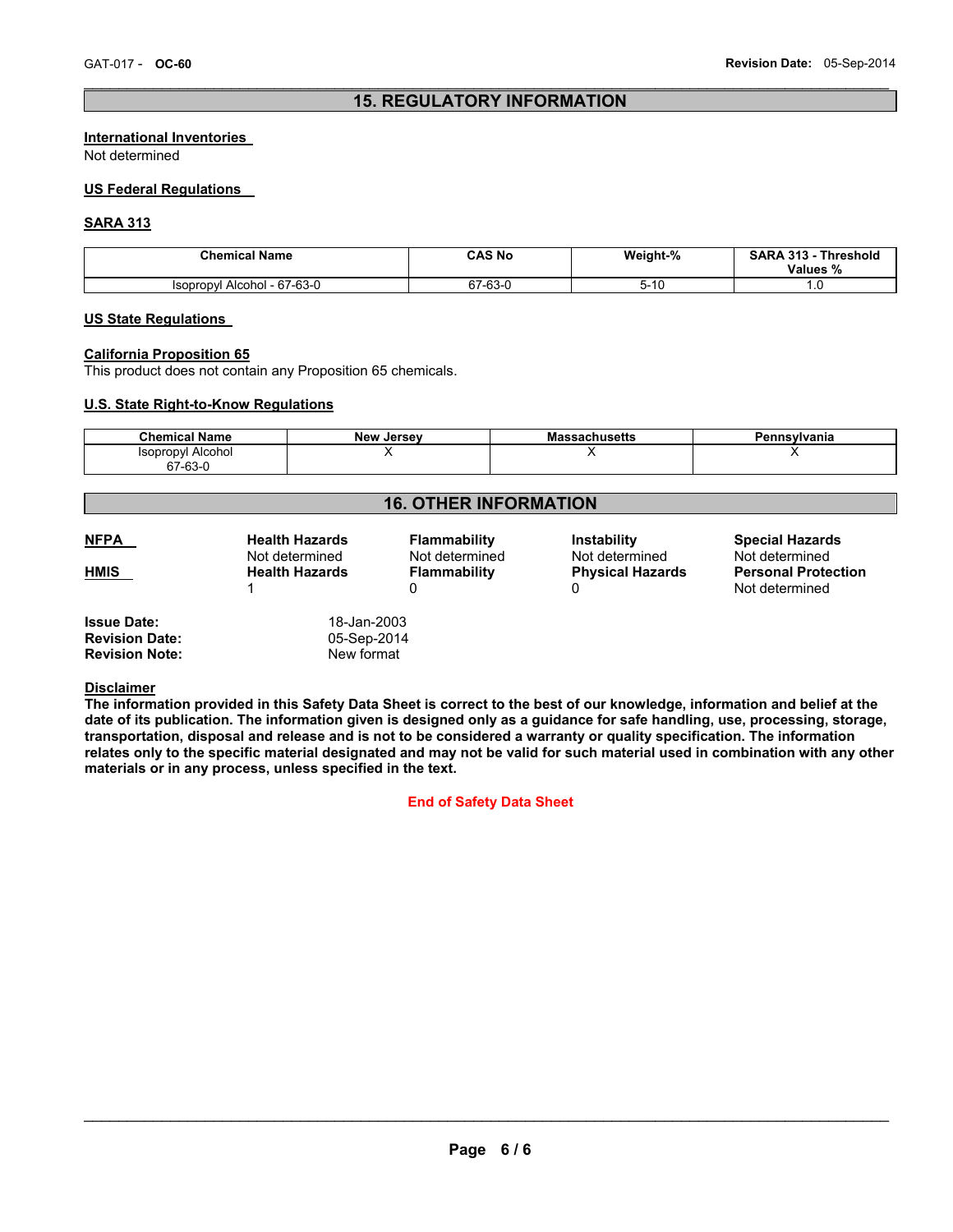## 15. REGULATORY INFORMATION

**International Inventories**
Not determined

**US Federal Regulations**

**SARA 313**

| Chemical Name | CAS No | Weight-% | SARA 313 - Threshold Values % |
|---|---|---|---|
| Isopropyl Alcohol - 67-63-0 | 67-63-0 | 5-10 | 1.0 |

**US State Regulations**

**California Proposition 65**
This product does not contain any Proposition 65 chemicals.

**U.S. State Right-to-Know Regulations**

| Chemical Name | New Jersey | Massachusetts | Pennsylvania |
|---|---|---|---|
| Isopropyl Alcohol 67-63-0 | X | X | X |

## 16. OTHER INFORMATION

| | | | | |
|---|---|---|---|---|
| **NFPA** | **Health Hazards** Not determined | **Flammability** Not determined | **Instability** Not determined | **Special Hazards** Not determined |
| **HMIS** | **Health Hazards** 1 | **Flammability** 0 | **Physical Hazards** 0 | **Personal Protection** Not determined |

**Issue Date:** 18-Jan-2003
**Revision Date:** 05-Sep-2014
**Revision Note:** New format

**Disclaimer**
**The information provided in this Safety Data Sheet is correct to the best of our knowledge, information and belief at the date of its publication. The information given is designed only as a guidance for safe handling, use, processing, storage, transportation, disposal and release and is not to be considered a warranty or quality specification. The information relates only to the specific material designated and may not be valid for such material used in combination with any other materials or in any process, unless specified in the text.**

**End of Safety Data Sheet**